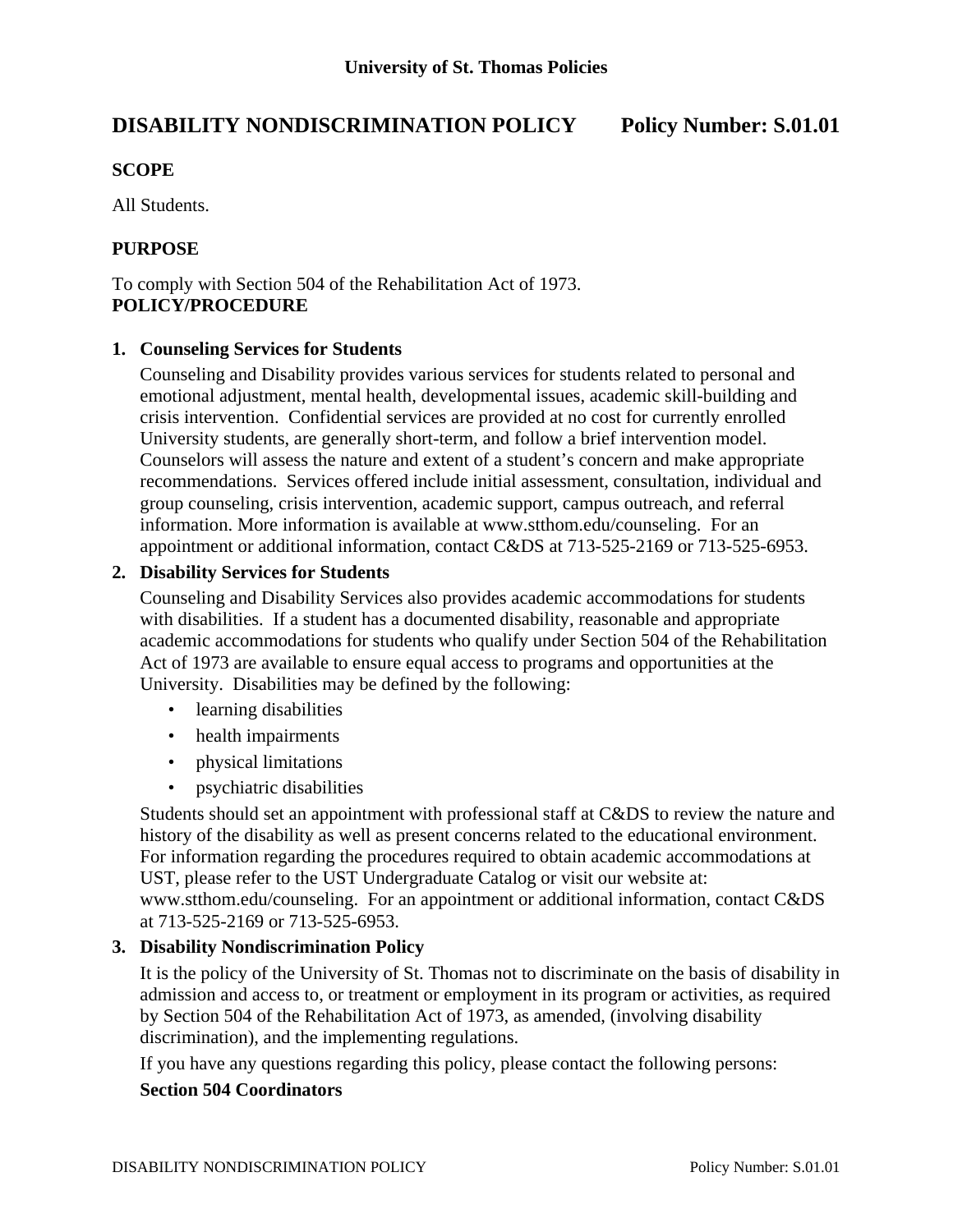**University of St. Thomas Policies**

# DISABILITY NONDISCRIMINATION POLICY Policy Number: S.01.01

## SCOPE

All Students.

## PURPOSE

To comply with Section 504 of the Rehabilitation Act of 1973.

## POLICY/PROCEDURE

1. **Counseling Services for Students**

   Counseling and Disability provides various services for students related to personal and emotional adjustment, mental health, developmental issues, academic skill-building and crisis intervention. Confidential services are provided at no cost for currently enrolled University students, are generally short-term, and follow a brief intervention model. Counselors will assess the nature and extent of a student's concern and make appropriate recommendations. Services offered include initial assessment, consultation, individual and group counseling, crisis intervention, academic support, campus outreach, and referral information. More information is available at www.stthom.edu/counseling. For an appointment or additional information, contact C&DS at 713-525-2169 or 713-525-6953.

2. **Disability Services for Students**

   Counseling and Disability Services also provides academic accommodations for students with disabilities. If a student has a documented disability, reasonable and appropriate academic accommodations for students who qualify under Section 504 of the Rehabilitation Act of 1973 are available to ensure equal access to programs and opportunities at the University. Disabilities may be defined by the following:

   - learning disabilities
   - health impairments
   - physical limitations
   - psychiatric disabilities

   Students should set an appointment with professional staff at C&DS to review the nature and history of the disability as well as present concerns related to the educational environment. For information regarding the procedures required to obtain academic accommodations at UST, please refer to the UST Undergraduate Catalog or visit our website at: www.stthom.edu/counseling. For an appointment or additional information, contact C&DS at 713-525-2169 or 713-525-6953.

3. **Disability Nondiscrimination Policy**

   It is the policy of the University of St. Thomas not to discriminate on the basis of disability in admission and access to, or treatment or employment in its program or activities, as required by Section 504 of the Rehabilitation Act of 1973, as amended, (involving disability discrimination), and the implementing regulations.

   If you have any questions regarding this policy, please contact the following persons:

   **Section 504 Coordinators**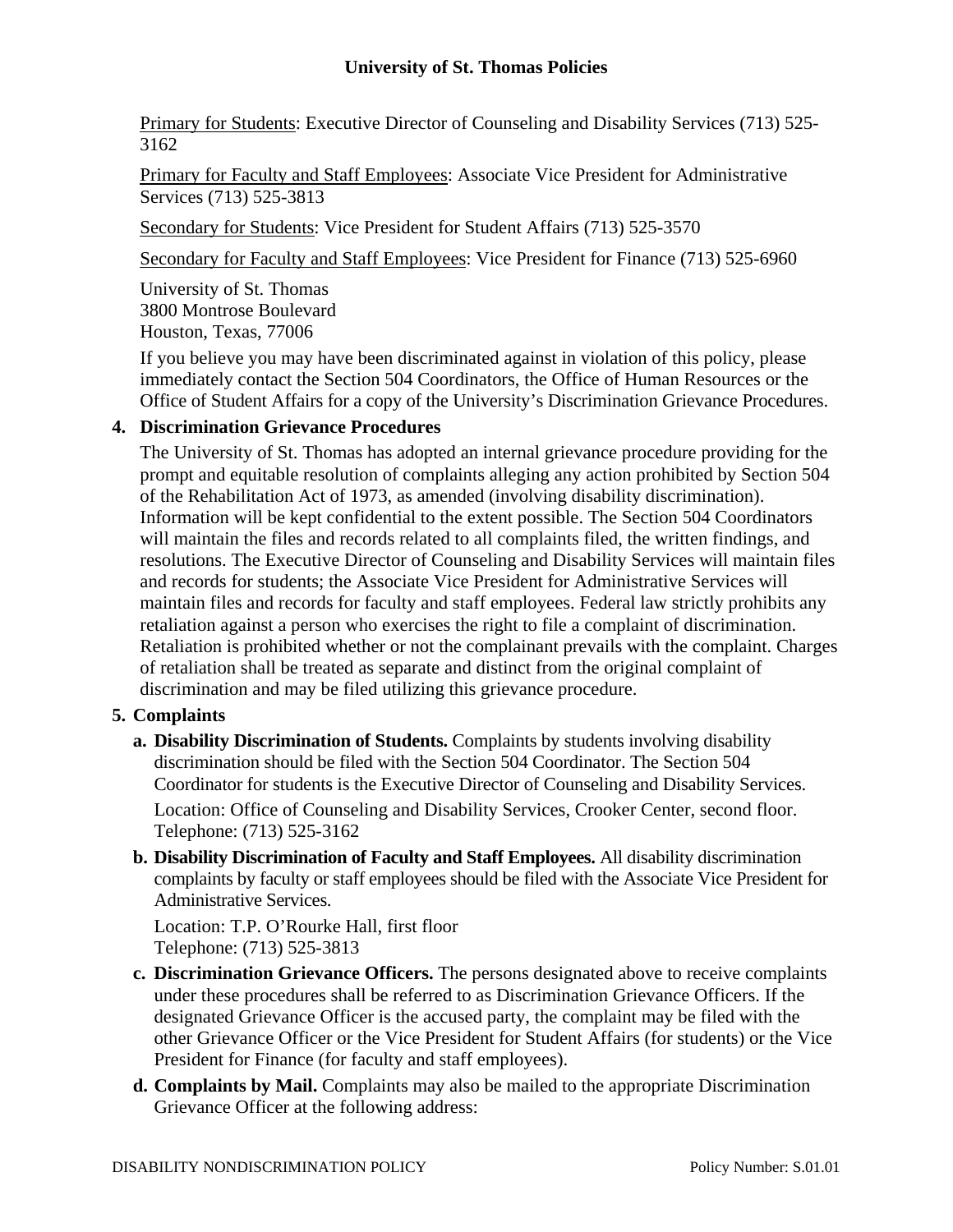Primary for Students: Executive Director of Counseling and Disability Services (713) 525-3162

Primary for Faculty and Staff Employees: Associate Vice President for Administrative Services (713) 525-3813

Secondary for Students: Vice President for Student Affairs (713) 525-3570

Secondary for Faculty and Staff Employees: Vice President for Finance (713) 525-6960

University of St. Thomas
3800 Montrose Boulevard
Houston, Texas, 77006

If you believe you may have been discriminated against in violation of this policy, please immediately contact the Section 504 Coordinators, the Office of Human Resources or the Office of Student Affairs for a copy of the University's Discrimination Grievance Procedures.

**4. Discrimination Grievance Procedures**

The University of St. Thomas has adopted an internal grievance procedure providing for the prompt and equitable resolution of complaints alleging any action prohibited by Section 504 of the Rehabilitation Act of 1973, as amended (involving disability discrimination). Information will be kept confidential to the extent possible. The Section 504 Coordinators will maintain the files and records related to all complaints filed, the written findings, and resolutions. The Executive Director of Counseling and Disability Services will maintain files and records for students; the Associate Vice President for Administrative Services will maintain files and records for faculty and staff employees. Federal law strictly prohibits any retaliation against a person who exercises the right to file a complaint of discrimination. Retaliation is prohibited whether or not the complainant prevails with the complaint. Charges of retaliation shall be treated as separate and distinct from the original complaint of discrimination and may be filed utilizing this grievance procedure.

**5. Complaints**

a. **Disability Discrimination of Students.** Complaints by students involving disability discrimination should be filed with the Section 504 Coordinator. The Section 504 Coordinator for students is the Executive Director of Counseling and Disability Services.

   Location: Office of Counseling and Disability Services, Crooker Center, second floor.
   Telephone: (713) 525-3162

b. **Disability Discrimination of Faculty and Staff Employees.** All disability discrimination complaints by faculty or staff employees should be filed with the Associate Vice President for Administrative Services.

   Location: T.P. O'Rourke Hall, first floor
   Telephone: (713) 525-3813

c. **Discrimination Grievance Officers.** The persons designated above to receive complaints under these procedures shall be referred to as Discrimination Grievance Officers. If the designated Grievance Officer is the accused party, the complaint may be filed with the other Grievance Officer or the Vice President for Student Affairs (for students) or the Vice President for Finance (for faculty and staff employees).

d. **Complaints by Mail.** Complaints may also be mailed to the appropriate Discrimination Grievance Officer at the following address: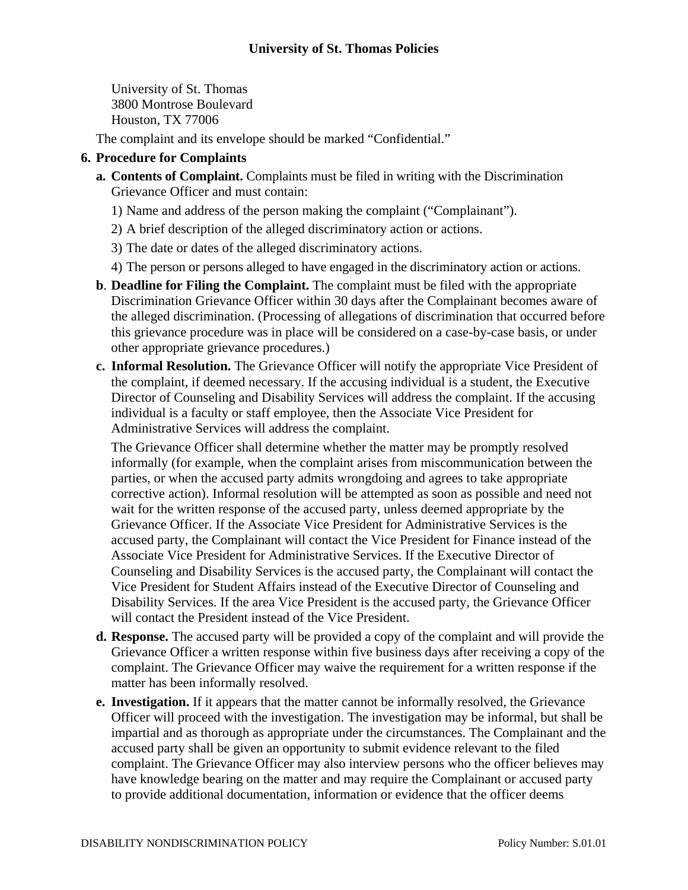University of St. Thomas
3800 Montrose Boulevard
Houston, TX 77006

The complaint and its envelope should be marked "Confidential."

**6. Procedure for Complaints**

**a. Contents of Complaint.** Complaints must be filed in writing with the Discrimination Grievance Officer and must contain:

1) Name and address of the person making the complaint ("Complainant").

2) A brief description of the alleged discriminatory action or actions.

3) The date or dates of the alleged discriminatory actions.

4) The person or persons alleged to have engaged in the discriminatory action or actions.

**b. Deadline for Filing the Complaint.** The complaint must be filed with the appropriate Discrimination Grievance Officer within 30 days after the Complainant becomes aware of the alleged discrimination. (Processing of allegations of discrimination that occurred before this grievance procedure was in place will be considered on a case-by-case basis, or under other appropriate grievance procedures.)

**c. Informal Resolution.** The Grievance Officer will notify the appropriate Vice President of the complaint, if deemed necessary. If the accusing individual is a student, the Executive Director of Counseling and Disability Services will address the complaint. If the accusing individual is a faculty or staff employee, then the Associate Vice President for Administrative Services will address the complaint.

The Grievance Officer shall determine whether the matter may be promptly resolved informally (for example, when the complaint arises from miscommunication between the parties, or when the accused party admits wrongdoing and agrees to take appropriate corrective action). Informal resolution will be attempted as soon as possible and need not wait for the written response of the accused party, unless deemed appropriate by the Grievance Officer. If the Associate Vice President for Administrative Services is the accused party, the Complainant will contact the Vice President for Finance instead of the Associate Vice President for Administrative Services. If the Executive Director of Counseling and Disability Services is the accused party, the Complainant will contact the Vice President for Student Affairs instead of the Executive Director of Counseling and Disability Services. If the area Vice President is the accused party, the Grievance Officer will contact the President instead of the Vice President.

**d. Response.** The accused party will be provided a copy of the complaint and will provide the Grievance Officer a written response within five business days after receiving a copy of the complaint. The Grievance Officer may waive the requirement for a written response if the matter has been informally resolved.

**e. Investigation.** If it appears that the matter cannot be informally resolved, the Grievance Officer will proceed with the investigation. The investigation may be informal, but shall be impartial and as thorough as appropriate under the circumstances. The Complainant and the accused party shall be given an opportunity to submit evidence relevant to the filed complaint. The Grievance Officer may also interview persons who the officer believes may have knowledge bearing on the matter and may require the Complainant or accused party to provide additional documentation, information or evidence that the officer deems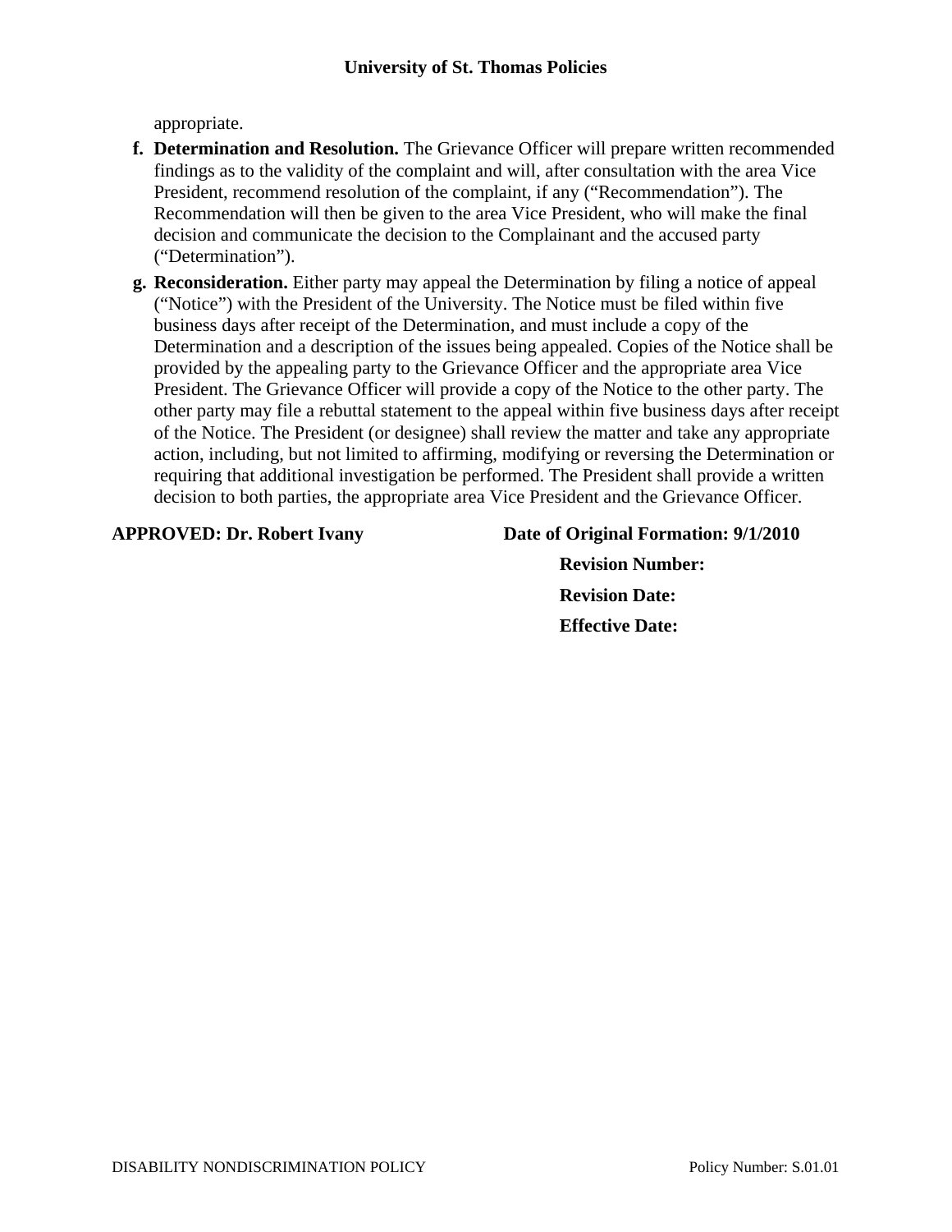appropriate.

f. **Determination and Resolution.** The Grievance Officer will prepare written recommended findings as to the validity of the complaint and will, after consultation with the area Vice President, recommend resolution of the complaint, if any ("Recommendation"). The Recommendation will then be given to the area Vice President, who will make the final decision and communicate the decision to the Complainant and the accused party ("Determination").

g. **Reconsideration.** Either party may appeal the Determination by filing a notice of appeal ("Notice") with the President of the University. The Notice must be filed within five business days after receipt of the Determination, and must include a copy of the Determination and a description of the issues being appealed. Copies of the Notice shall be provided by the appealing party to the Grievance Officer and the appropriate area Vice President. The Grievance Officer will provide a copy of the Notice to the other party. The other party may file a rebuttal statement to the appeal within five business days after receipt of the Notice. The President (or designee) shall review the matter and take any appropriate action, including, but not limited to affirming, modifying or reversing the Determination or requiring that additional investigation be performed. The President shall provide a written decision to both parties, the appropriate area Vice President and the Grievance Officer.

**APPROVED: Dr. Robert Ivany**

**Date of Original Formation: 9/1/2010**

**Revision Number:**

**Revision Date:**

**Effective Date:**